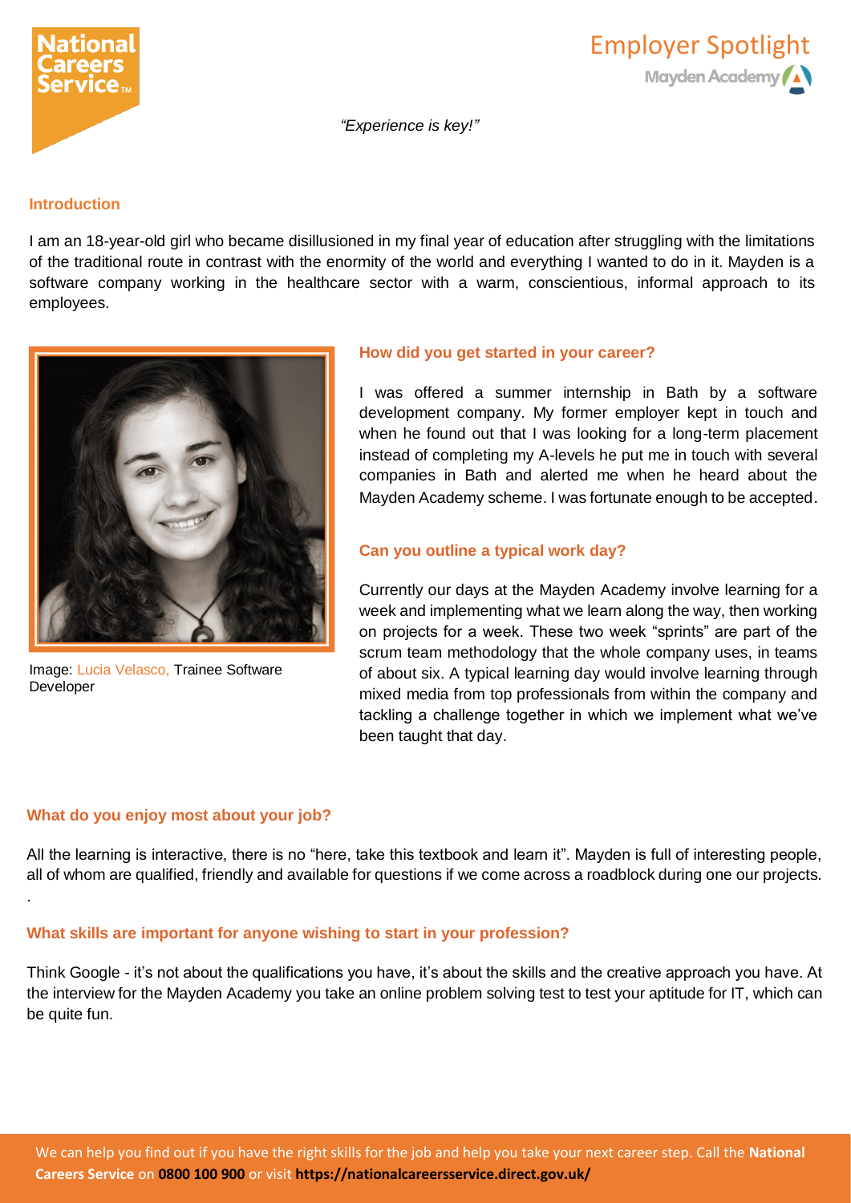National Careers Service

# Employer Spotlight

Mayden Academy

*"Experience is key!"*

## Introduction

I am an 18-year-old girl who became disillusioned in my final year of education after struggling with the limitations of the traditional route in contrast with the enormity of the world and everything I wanted to do in it. Mayden is a software company working in the healthcare sector with a warm, conscientious, informal approach to its employees.

Image: Lucia Velasco, Trainee Software Developer

## How did you get started in your career?

I was offered a summer internship in Bath by a software development company. My former employer kept in touch and when he found out that I was looking for a long-term placement instead of completing my A-levels he put me in touch with several companies in Bath and alerted me when he heard about the Mayden Academy scheme. I was fortunate enough to be accepted.

## Can you outline a typical work day?

Currently our days at the Mayden Academy involve learning for a week and implementing what we learn along the way, then working on projects for a week. These two week "sprints" are part of the scrum team methodology that the whole company uses, in teams of about six. A typical learning day would involve learning through mixed media from top professionals from within the company and tackling a challenge together in which we implement what we've been taught that day.

## What do you enjoy most about your job?

All the learning is interactive, there is no "here, take this textbook and learn it". Mayden is full of interesting people, all of whom are qualified, friendly and available for questions if we come across a roadblock during one our projects.

.

## What skills are important for anyone wishing to start in your profession?

Think Google - it's not about the qualifications you have, it's about the skills and the creative approach you have. At the interview for the Mayden Academy you take an online problem solving test to test your aptitude for IT, which can be quite fun.

We can help you find out if you have the right skills for the job and help you take your next career step. Call the **National Careers Service** on **0800 100 900** or visit **https://nationalcareersservice.direct.gov.uk/**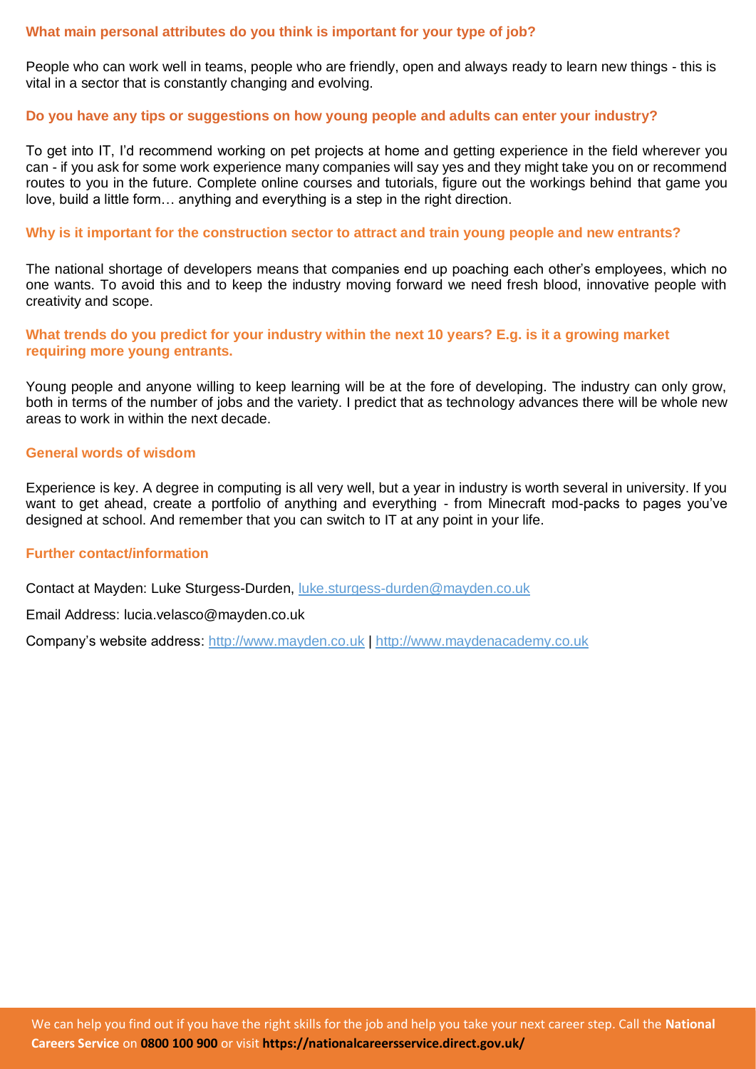### What main personal attributes do you think is important for your type of job?

People who can work well in teams, people who are friendly, open and always ready to learn new things - this is vital in a sector that is constantly changing and evolving.

### Do you have any tips or suggestions on how young people and adults can enter your industry?

To get into IT, I'd recommend working on pet projects at home and getting experience in the field wherever you can - if you ask for some work experience many companies will say yes and they might take you on or recommend routes to you in the future. Complete online courses and tutorials, figure out the workings behind that game you love, build a little form… anything and everything is a step in the right direction.

### Why is it important for the construction sector to attract and train young people and new entrants?

The national shortage of developers means that companies end up poaching each other's employees, which no one wants. To avoid this and to keep the industry moving forward we need fresh blood, innovative people with creativity and scope.

### What trends do you predict for your industry within the next 10 years? E.g. is it a growing market requiring more young entrants.

Young people and anyone willing to keep learning will be at the fore of developing. The industry can only grow, both in terms of the number of jobs and the variety. I predict that as technology advances there will be whole new areas to work in within the next decade.

### General words of wisdom

Experience is key. A degree in computing is all very well, but a year in industry is worth several in university. If you want to get ahead, create a portfolio of anything and everything - from Minecraft mod-packs to pages you've designed at school. And remember that you can switch to IT at any point in your life.

### Further contact/information

Contact at Mayden: Luke Sturgess-Durden, luke.sturgess-durden@mayden.co.uk

Email Address: lucia.velasco@mayden.co.uk

Company's website address: http://www.mayden.co.uk | http://www.maydenacademy.co.uk

We can help you find out if you have the right skills for the job and help you take your next career step. Call the **National Careers Service** on **0800 100 900** or visit **https://nationalcareersservice.direct.gov.uk/**